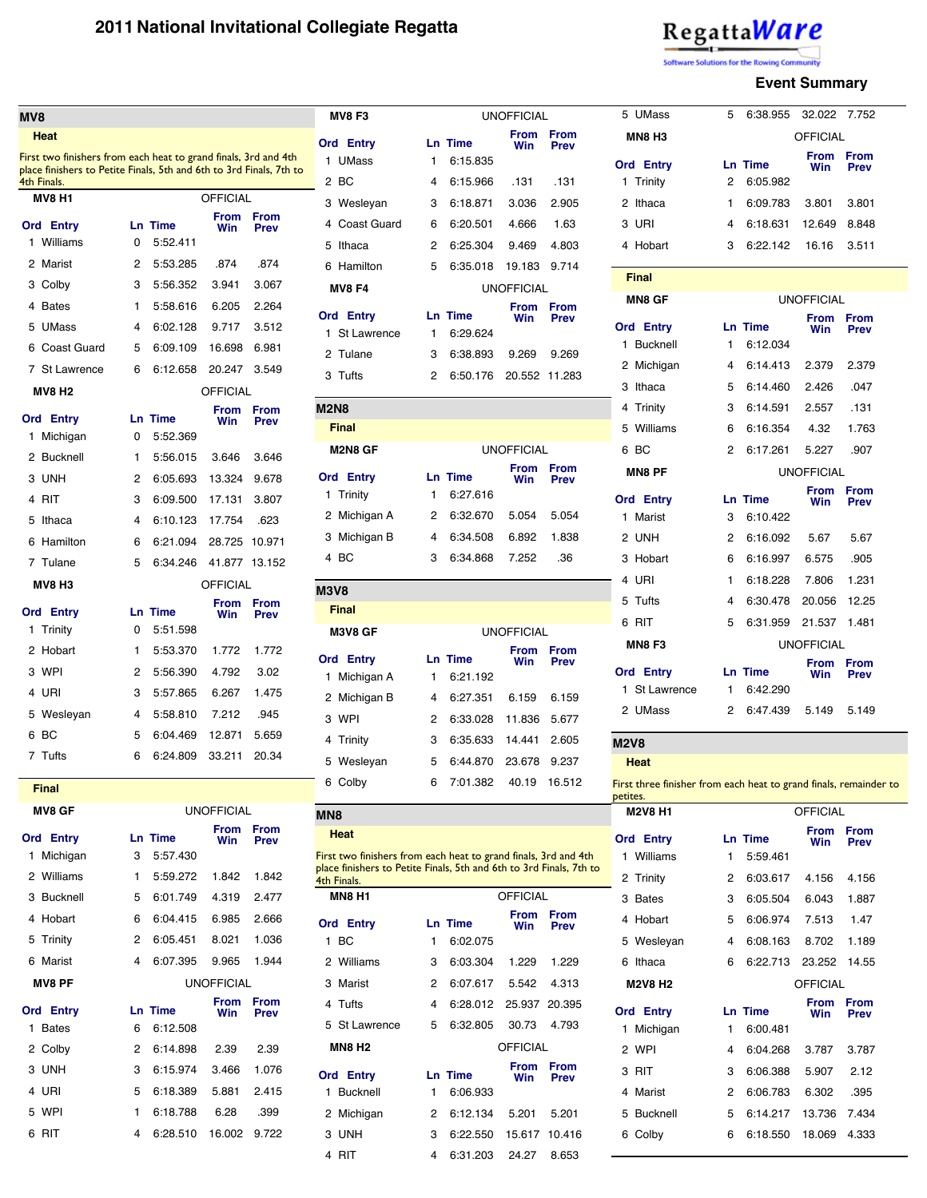# 2011 National Invitational Collegiate Regatta

## Event Summary

## MV8

### Heat

First two finishers from each heat to grand finals, 3rd and 4th place finishers to Petite Finals, 5th and 6th to 3rd Finals, 7th to 4th Finals.

**MV8 H1** — OFFICIAL

| Ord | Entry | Ln | Time | From Win | From Prev |
|---|---|---|---|---|---|
| 1 | Williams | 0 | 5:52.411 | | |
| 2 | Marist | 2 | 5:53.285 | .874 | .874 |
| 3 | Colby | 3 | 5:56.352 | 3.941 | 3.067 |
| 4 | Bates | 1 | 5:58.616 | 6.205 | 2.264 |
| 5 | UMass | 4 | 6:02.128 | 9.717 | 3.512 |
| 6 | Coast Guard | 5 | 6:09.109 | 16.698 | 6.981 |
| 7 | St Lawrence | 6 | 6:12.658 | 20.247 | 3.549 |

**MV8 H2** — OFFICIAL

| Ord | Entry | Ln | Time | From Win | From Prev |
|---|---|---|---|---|---|
| 1 | Michigan | 0 | 5:52.369 | | |
| 2 | Bucknell | 1 | 5:56.015 | 3.646 | 3.646 |
| 3 | UNH | 2 | 6:05.693 | 13.324 | 9.678 |
| 4 | RIT | 3 | 6:09.500 | 17.131 | 3.807 |
| 5 | Ithaca | 4 | 6:10.123 | 17.754 | .623 |
| 6 | Hamilton | 6 | 6:21.094 | 28.725 | 10.971 |
| 7 | Tulane | 5 | 6:34.246 | 41.877 | 13.152 |

**MV8 H3** — OFFICIAL

| Ord | Entry | Ln | Time | From Win | From Prev |
|---|---|---|---|---|---|
| 1 | Trinity | 0 | 5:51.598 | | |
| 2 | Hobart | 1 | 5:53.370 | 1.772 | 1.772 |
| 3 | WPI | 2 | 5:56.390 | 4.792 | 3.02 |
| 4 | URI | 3 | 5:57.865 | 6.267 | 1.475 |
| 5 | Wesleyan | 4 | 5:58.810 | 7.212 | .945 |
| 6 | BC | 5 | 6:04.469 | 12.871 | 5.659 |
| 7 | Tufts | 6 | 6:24.809 | 33.211 | 20.34 |

### Final

**MV8 GF** — UNOFFICIAL

| Ord | Entry | Ln | Time | From Win | From Prev |
|---|---|---|---|---|---|
| 1 | Michigan | 3 | 5:57.430 | | |
| 2 | Williams | 1 | 5:59.272 | 1.842 | 1.842 |
| 3 | Bucknell | 5 | 6:01.749 | 4.319 | 2.477 |
| 4 | Hobart | 6 | 6:04.415 | 6.985 | 2.666 |
| 5 | Trinity | 2 | 6:05.451 | 8.021 | 1.036 |
| 6 | Marist | 4 | 6:07.395 | 9.965 | 1.944 |

**MV8 PF** — UNOFFICIAL

| Ord | Entry | Ln | Time | From Win | From Prev |
|---|---|---|---|---|---|
| 1 | Bates | 6 | 6:12.508 | | |
| 2 | Colby | 2 | 6:14.898 | 2.39 | 2.39 |
| 3 | UNH | 3 | 6:15.974 | 3.466 | 1.076 |
| 4 | URI | 5 | 6:18.389 | 5.881 | 2.415 |
| 5 | WPI | 1 | 6:18.788 | 6.28 | .399 |
| 6 | RIT | 4 | 6:28.510 | 16.002 | 9.722 |

**MV8 F3** — UNOFFICIAL

| Ord | Entry | Ln | Time | From Win | From Prev |
|---|---|---|---|---|---|
| 1 | UMass | 1 | 6:15.835 | | |
| 2 | BC | 4 | 6:15.966 | .131 | .131 |
| 3 | Wesleyan | 3 | 6:18.871 | 3.036 | 2.905 |
| 4 | Coast Guard | 6 | 6:20.501 | 4.666 | 1.63 |
| 5 | Ithaca | 2 | 6:25.304 | 9.469 | 4.803 |
| 6 | Hamilton | 5 | 6:35.018 | 19.183 | 9.714 |

**MV8 F4** — UNOFFICIAL

| Ord | Entry | Ln | Time | From Win | From Prev |
|---|---|---|---|---|---|
| 1 | St Lawrence | 1 | 6:29.624 | | |
| 2 | Tulane | 3 | 6:38.893 | 9.269 | 9.269 |
| 3 | Tufts | 2 | 6:50.176 | 20.552 | 11.283 |

## M2N8

### Final

**M2N8 GF** — UNOFFICIAL

| Ord | Entry | Ln | Time | From Win | From Prev |
|---|---|---|---|---|---|
| 1 | Trinity | 1 | 6:27.616 | | |
| 2 | Michigan A | 2 | 6:32.670 | 5.054 | 5.054 |
| 3 | Michigan B | 4 | 6:34.508 | 6.892 | 1.838 |
| 4 | BC | 3 | 6:34.868 | 7.252 | .36 |

## M3V8

### Final

**M3V8 GF** — UNOFFICIAL

| Ord | Entry | Ln | Time | From Win | From Prev |
|---|---|---|---|---|---|
| 1 | Michigan A | 1 | 6:21.192 | | |
| 2 | Michigan B | 4 | 6:27.351 | 6.159 | 6.159 |
| 3 | WPI | 2 | 6:33.028 | 11.836 | 5.677 |
| 4 | Trinity | 3 | 6:35.633 | 14.441 | 2.605 |
| 5 | Wesleyan | 5 | 6:44.870 | 23.678 | 9.237 |
| 6 | Colby | 6 | 7:01.382 | 40.19 | 16.512 |

## MN8

### Heat

First two finishers from each heat to grand finals, 3rd and 4th place finishers to Petite Finals, 5th and 6th to 3rd Finals, 7th to 4th Finals.

**MN8 H1** — OFFICIAL

| Ord | Entry | Ln | Time | From Win | From Prev |
|---|---|---|---|---|---|
| 1 | BC | 1 | 6:02.075 | | |
| 2 | Williams | 3 | 6:03.304 | 1.229 | 1.229 |
| 3 | Marist | 2 | 6:07.617 | 5.542 | 4.313 |
| 4 | Tufts | 4 | 6:28.012 | 25.937 | 20.395 |
| 5 | St Lawrence | 5 | 6:32.805 | 30.73 | 4.793 |

**MN8 H2** — OFFICIAL

| Ord | Entry | Ln | Time | From Win | From Prev |
|---|---|---|---|---|---|
| 1 | Bucknell | 1 | 6:06.933 | | |
| 2 | Michigan | 2 | 6:12.134 | 5.201 | 5.201 |
| 3 | UNH | 3 | 6:22.550 | 15.617 | 10.416 |
| 4 | RIT | 4 | 6:31.203 | 24.27 | 8.653 |
| 5 | UMass | 5 | 6:38.955 | 32.022 | 7.752 |

**MN8 H3** — OFFICIAL

| Ord | Entry | Ln | Time | From Win | From Prev |
|---|---|---|---|---|---|
| 1 | Trinity | 2 | 6:05.982 | | |
| 2 | Ithaca | 1 | 6:09.783 | 3.801 | 3.801 |
| 3 | URI | 4 | 6:18.631 | 12.649 | 8.848 |
| 4 | Hobart | 3 | 6:22.142 | 16.16 | 3.511 |

### Final

**MN8 GF** — UNOFFICIAL

| Ord | Entry | Ln | Time | From Win | From Prev |
|---|---|---|---|---|---|
| 1 | Bucknell | 1 | 6:12.034 | | |
| 2 | Michigan | 4 | 6:14.413 | 2.379 | 2.379 |
| 3 | Ithaca | 5 | 6:14.460 | 2.426 | .047 |
| 4 | Trinity | 3 | 6:14.591 | 2.557 | .131 |
| 5 | Williams | 6 | 6:16.354 | 4.32 | 1.763 |
| 6 | BC | 2 | 6:17.261 | 5.227 | .907 |

**MN8 PF** — UNOFFICIAL

| Ord | Entry | Ln | Time | From Win | From Prev |
|---|---|---|---|---|---|
| 1 | Marist | 3 | 6:10.422 | | |
| 2 | UNH | 2 | 6:16.092 | 5.67 | 5.67 |
| 3 | Hobart | 6 | 6:16.997 | 6.575 | .905 |
| 4 | URI | 1 | 6:18.228 | 7.806 | 1.231 |
| 5 | Tufts | 4 | 6:30.478 | 20.056 | 12.25 |
| 6 | RIT | 5 | 6:31.959 | 21.537 | 1.481 |

**MN8 F3** — UNOFFICIAL

| Ord | Entry | Ln | Time | From Win | From Prev |
|---|---|---|---|---|---|
| 1 | St Lawrence | 1 | 6:42.290 | | |
| 2 | UMass | 2 | 6:47.439 | 5.149 | 5.149 |

## M2V8

### Heat

First three finisher from each heat to grand finals, remainder to petites.

**M2V8 H1** — OFFICIAL

| Ord | Entry | Ln | Time | From Win | From Prev |
|---|---|---|---|---|---|
| 1 | Williams | 1 | 5:59.461 | | |
| 2 | Trinity | 2 | 6:03.617 | 4.156 | 4.156 |
| 3 | Bates | 3 | 6:05.504 | 6.043 | 1.887 |
| 4 | Hobart | 5 | 6:06.974 | 7.513 | 1.47 |
| 5 | Wesleyan | 4 | 6:08.163 | 8.702 | 1.189 |
| 6 | Ithaca | 6 | 6:22.713 | 23.252 | 14.55 |

**M2V8 H2** — OFFICIAL

| Ord | Entry | Ln | Time | From Win | From Prev |
|---|---|---|---|---|---|
| 1 | Michigan | 1 | 6:00.481 | | |
| 2 | WPI | 4 | 6:04.268 | 3.787 | 3.787 |
| 3 | RIT | 3 | 6:06.388 | 5.907 | 2.12 |
| 4 | Marist | 2 | 6:06.783 | 6.302 | .395 |
| 5 | Bucknell | 5 | 6:14.217 | 13.736 | 7.434 |
| 6 | Colby | 6 | 6:18.550 | 18.069 | 4.333 |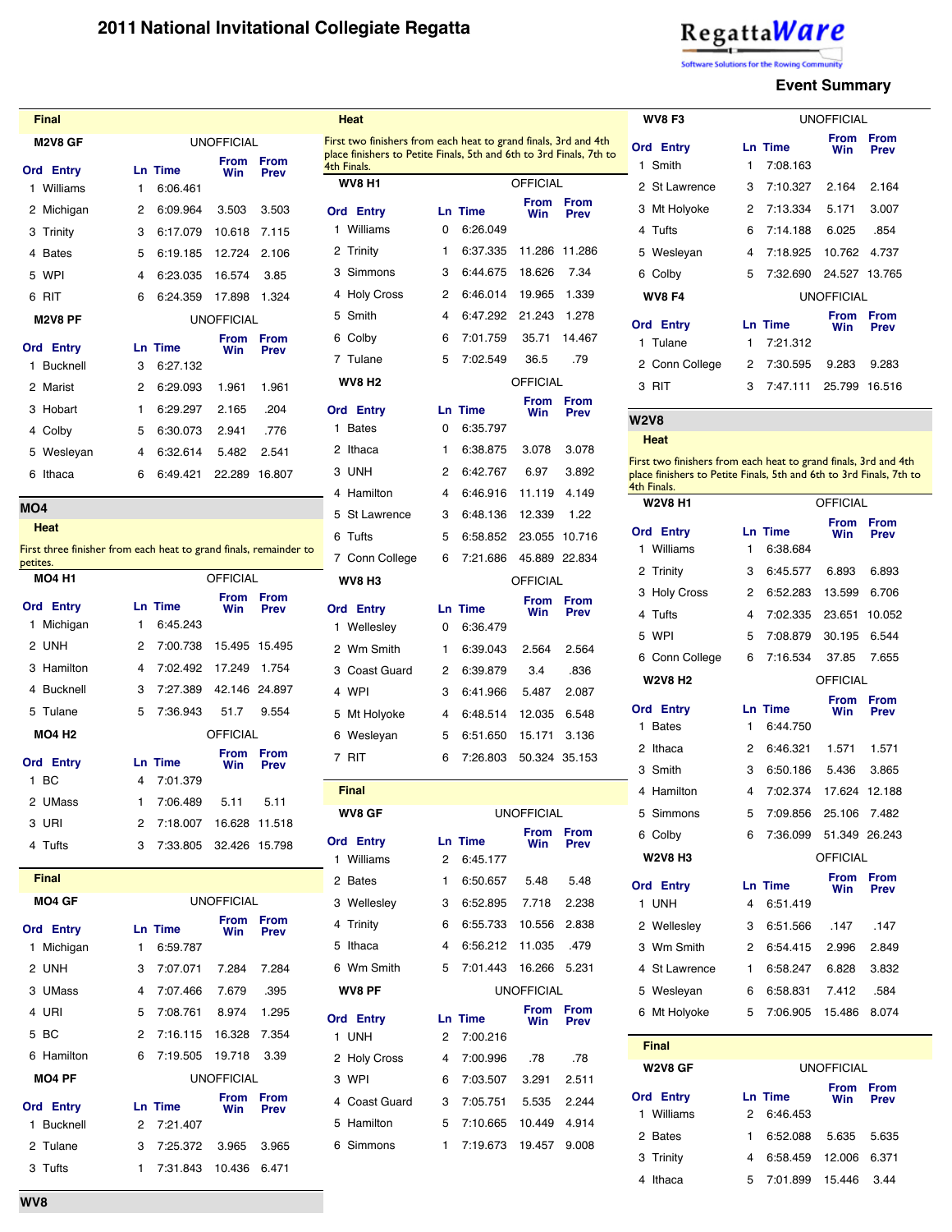# 2011 National Invitational Collegiate Regatta

**Event Summary**

### Final

**M2V8 GF** — UNOFFICIAL

| Ord | Entry | Ln | Time | From Win | From Prev |
|---|---|---|---|---|---|
| 1 | Williams | 1 | 6:06.461 | | |
| 2 | Michigan | 2 | 6:09.964 | 3.503 | 3.503 |
| 3 | Trinity | 3 | 6:17.079 | 10.618 | 7.115 |
| 4 | Bates | 5 | 6:19.185 | 12.724 | 2.106 |
| 5 | WPI | 4 | 6:23.035 | 16.574 | 3.85 |
| 6 | RIT | 6 | 6:24.359 | 17.898 | 1.324 |

**M2V8 PF** — UNOFFICIAL

| Ord | Entry | Ln | Time | From Win | From Prev |
|---|---|---|---|---|---|
| 1 | Bucknell | 3 | 6:27.132 | | |
| 2 | Marist | 2 | 6:29.093 | 1.961 | 1.961 |
| 3 | Hobart | 1 | 6:29.297 | 2.165 | .204 |
| 4 | Colby | 5 | 6:30.073 | 2.941 | .776 |
| 5 | Wesleyan | 4 | 6:32.614 | 5.482 | 2.541 |
| 6 | Ithaca | 6 | 6:49.421 | 22.289 | 16.807 |

## MO4

### Heat

First three finisher from each heat to grand finals, remainder to petites.

**MO4 H1** — OFFICIAL

| Ord | Entry | Ln | Time | From Win | From Prev |
|---|---|---|---|---|---|
| 1 | Michigan | 1 | 6:45.243 | | |
| 2 | UNH | 2 | 7:00.738 | 15.495 | 15.495 |
| 3 | Hamilton | 4 | 7:02.492 | 17.249 | 1.754 |
| 4 | Bucknell | 3 | 7:27.389 | 42.146 | 24.897 |
| 5 | Tulane | 5 | 7:36.943 | 51.7 | 9.554 |

**MO4 H2** — OFFICIAL

| Ord | Entry | Ln | Time | From Win | From Prev |
|---|---|---|---|---|---|
| 1 | BC | 4 | 7:01.379 | | |
| 2 | UMass | 1 | 7:06.489 | 5.11 | 5.11 |
| 3 | URI | 2 | 7:18.007 | 16.628 | 11.518 |
| 4 | Tufts | 3 | 7:33.805 | 32.426 | 15.798 |

### Final

**MO4 GF** — UNOFFICIAL

| Ord | Entry | Ln | Time | From Win | From Prev |
|---|---|---|---|---|---|
| 1 | Michigan | 1 | 6:59.787 | | |
| 2 | UNH | 3 | 7:07.071 | 7.284 | 7.284 |
| 3 | UMass | 4 | 7:07.466 | 7.679 | .395 |
| 4 | URI | 5 | 7:08.761 | 8.974 | 1.295 |
| 5 | BC | 2 | 7:16.115 | 16.328 | 7.354 |
| 6 | Hamilton | 6 | 7:19.505 | 19.718 | 3.39 |

**MO4 PF** — UNOFFICIAL

| Ord | Entry | Ln | Time | From Win | From Prev |
|---|---|---|---|---|---|
| 1 | Bucknell | 2 | 7:21.407 | | |
| 2 | Tulane | 3 | 7:25.372 | 3.965 | 3.965 |
| 3 | Tufts | 1 | 7:31.843 | 10.436 | 6.471 |

## WV8

### Heat

First two finishers from each heat to grand finals, 3rd and 4th place finishers to Petite Finals, 5th and 6th to 3rd Finals, 7th to 4th Finals.

**WV8 H1** — OFFICIAL

| Ord | Entry | Ln | Time | From Win | From Prev |
|---|---|---|---|---|---|
| 1 | Williams | 0 | 6:26.049 | | |
| 2 | Trinity | 1 | 6:37.335 | 11.286 | 11.286 |
| 3 | Simmons | 3 | 6:44.675 | 18.626 | 7.34 |
| 4 | Holy Cross | 2 | 6:46.014 | 19.965 | 1.339 |
| 5 | Smith | 4 | 6:47.292 | 21.243 | 1.278 |
| 6 | Colby | 6 | 7:01.759 | 35.71 | 14.467 |
| 7 | Tulane | 5 | 7:02.549 | 36.5 | .79 |

**WV8 H2** — OFFICIAL

| Ord | Entry | Ln | Time | From Win | From Prev |
|---|---|---|---|---|---|
| 1 | Bates | 0 | 6:35.797 | | |
| 2 | Ithaca | 1 | 6:38.875 | 3.078 | 3.078 |
| 3 | UNH | 2 | 6:42.767 | 6.97 | 3.892 |
| 4 | Hamilton | 4 | 6:46.916 | 11.119 | 4.149 |
| 5 | St Lawrence | 3 | 6:48.136 | 12.339 | 1.22 |
| 6 | Tufts | 5 | 6:58.852 | 23.055 | 10.716 |
| 7 | Conn College | 6 | 7:21.686 | 45.889 | 22.834 |

**WV8 H3** — OFFICIAL

| Ord | Entry | Ln | Time | From Win | From Prev |
|---|---|---|---|---|---|
| 1 | Wellesley | 0 | 6:36.479 | | |
| 2 | Wm Smith | 1 | 6:39.043 | 2.564 | 2.564 |
| 3 | Coast Guard | 2 | 6:39.879 | 3.4 | .836 |
| 4 | WPI | 3 | 6:41.966 | 5.487 | 2.087 |
| 5 | Mt Holyoke | 4 | 6:48.514 | 12.035 | 6.548 |
| 6 | Wesleyan | 5 | 6:51.650 | 15.171 | 3.136 |
| 7 | RIT | 6 | 7:26.803 | 50.324 | 35.153 |

### Final

**WV8 GF** — UNOFFICIAL

| Ord | Entry | Ln | Time | From Win | From Prev |
|---|---|---|---|---|---|
| 1 | Williams | 2 | 6:45.177 | | |
| 2 | Bates | 1 | 6:50.657 | 5.48 | 5.48 |
| 3 | Wellesley | 3 | 6:52.895 | 7.718 | 2.238 |
| 4 | Trinity | 6 | 6:55.733 | 10.556 | 2.838 |
| 5 | Ithaca | 4 | 6:56.212 | 11.035 | .479 |
| 6 | Wm Smith | 5 | 7:01.443 | 16.266 | 5.231 |

**WV8 PF** — UNOFFICIAL

| Ord | Entry | Ln | Time | From Win | From Prev |
|---|---|---|---|---|---|
| 1 | UNH | 2 | 7:00.216 | | |
| 2 | Holy Cross | 4 | 7:00.996 | .78 | .78 |
| 3 | WPI | 6 | 7:03.507 | 3.291 | 2.511 |
| 4 | Coast Guard | 3 | 7:05.751 | 5.535 | 2.244 |
| 5 | Hamilton | 5 | 7:10.665 | 10.449 | 4.914 |
| 6 | Simmons | 1 | 7:19.673 | 19.457 | 9.008 |

**WV8 F3** — UNOFFICIAL

| Ord | Entry | Ln | Time | From Win | From Prev |
|---|---|---|---|---|---|
| 1 | Smith | 1 | 7:08.163 | | |
| 2 | St Lawrence | 3 | 7:10.327 | 2.164 | 2.164 |
| 3 | Mt Holyoke | 2 | 7:13.334 | 5.171 | 3.007 |
| 4 | Tufts | 6 | 7:14.188 | 6.025 | .854 |
| 5 | Wesleyan | 4 | 7:18.925 | 10.762 | 4.737 |
| 6 | Colby | 5 | 7:32.690 | 24.527 | 13.765 |

**WV8 F4** — UNOFFICIAL

| Ord | Entry | Ln | Time | From Win | From Prev |
|---|---|---|---|---|---|
| 1 | Tulane | 1 | 7:21.312 | | |
| 2 | Conn College | 2 | 7:30.595 | 9.283 | 9.283 |
| 3 | RIT | 3 | 7:47.111 | 25.799 | 16.516 |

## W2V8

### Heat

First two finishers from each heat to grand finals, 3rd and 4th place finishers to Petite Finals, 5th and 6th to 3rd Finals, 7th to 4th Finals.

**W2V8 H1** — OFFICIAL

| Ord | Entry | Ln | Time | From Win | From Prev |
|---|---|---|---|---|---|
| 1 | Williams | 1 | 6:38.684 | | |
| 2 | Trinity | 3 | 6:45.577 | 6.893 | 6.893 |
| 3 | Holy Cross | 2 | 6:52.283 | 13.599 | 6.706 |
| 4 | Tufts | 4 | 7:02.335 | 23.651 | 10.052 |
| 5 | WPI | 5 | 7:08.879 | 30.195 | 6.544 |
| 6 | Conn College | 6 | 7:16.534 | 37.85 | 7.655 |

**W2V8 H2** — OFFICIAL

| Ord | Entry | Ln | Time | From Win | From Prev |
|---|---|---|---|---|---|
| 1 | Bates | 1 | 6:44.750 | | |
| 2 | Ithaca | 2 | 6:46.321 | 1.571 | 1.571 |
| 3 | Smith | 3 | 6:50.186 | 5.436 | 3.865 |
| 4 | Hamilton | 4 | 7:02.374 | 17.624 | 12.188 |
| 5 | Simmons | 5 | 7:09.856 | 25.106 | 7.482 |
| 6 | Colby | 6 | 7:36.099 | 51.349 | 26.243 |

**W2V8 H3** — OFFICIAL

| Ord | Entry | Ln | Time | From Win | From Prev |
|---|---|---|---|---|---|
| 1 | UNH | 4 | 6:51.419 | | |
| 2 | Wellesley | 3 | 6:51.566 | .147 | .147 |
| 3 | Wm Smith | 2 | 6:54.415 | 2.996 | 2.849 |
| 4 | St Lawrence | 1 | 6:58.247 | 6.828 | 3.832 |
| 5 | Wesleyan | 6 | 6:58.831 | 7.412 | .584 |
| 6 | Mt Holyoke | 5 | 7:06.905 | 15.486 | 8.074 |

### Final

**W2V8 GF** — UNOFFICIAL

| Ord | Entry | Ln | Time | From Win | From Prev |
|---|---|---|---|---|---|
| 1 | Williams | 2 | 6:46.453 | | |
| 2 | Bates | 1 | 6:52.088 | 5.635 | 5.635 |
| 3 | Trinity | 4 | 6:58.459 | 12.006 | 6.371 |
| 4 | Ithaca | 5 | 7:01.899 | 15.446 | 3.44 |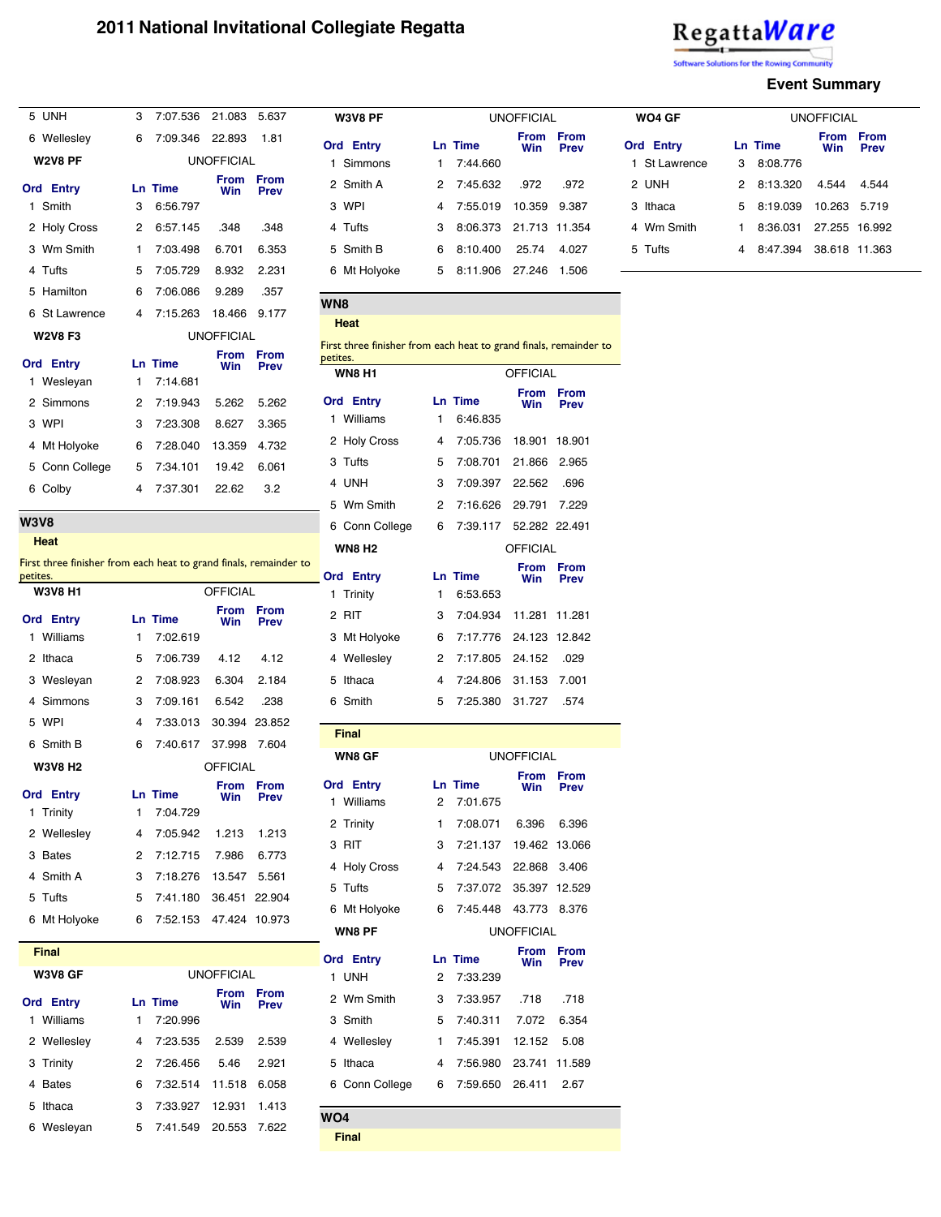# 2011 National Invitational Collegiate Regatta

**Event Summary**

| Ord | Entry | Ln | Time | From Win | From Prev |
|---|---|---|---|---|---|
| 5 | UNH | 3 | 7:07.536 | 21.083 | 5.637 |
| 6 | Wellesley | 6 | 7:09.346 | 22.893 | 1.81 |

**W2V8 PF** — UNOFFICIAL

| Ord | Entry | Ln | Time | From Win | From Prev |
|---|---|---|---|---|---|
| 1 | Smith | 3 | 6:56.797 | | |
| 2 | Holy Cross | 2 | 6:57.145 | .348 | .348 |
| 3 | Wm Smith | 1 | 7:03.498 | 6.701 | 6.353 |
| 4 | Tufts | 5 | 7:05.729 | 8.932 | 2.231 |
| 5 | Hamilton | 6 | 7:06.086 | 9.289 | .357 |
| 6 | St Lawrence | 4 | 7:15.263 | 18.466 | 9.177 |

**W2V8 F3** — UNOFFICIAL

| Ord | Entry | Ln | Time | From Win | From Prev |
|---|---|---|---|---|---|
| 1 | Wesleyan | 1 | 7:14.681 | | |
| 2 | Simmons | 2 | 7:19.943 | 5.262 | 5.262 |
| 3 | WPI | 3 | 7:23.308 | 8.627 | 3.365 |
| 4 | Mt Holyoke | 6 | 7:28.040 | 13.359 | 4.732 |
| 5 | Conn College | 5 | 7:34.101 | 19.42 | 6.061 |
| 6 | Colby | 4 | 7:37.301 | 22.62 | 3.2 |

## W3V8

### Heat

First three finisher from each heat to grand finals, remainder to petites.

**W3V8 H1** — OFFICIAL

| Ord | Entry | Ln | Time | From Win | From Prev |
|---|---|---|---|---|---|
| 1 | Williams | 1 | 7:02.619 | | |
| 2 | Ithaca | 5 | 7:06.739 | 4.12 | 4.12 |
| 3 | Wesleyan | 2 | 7:08.923 | 6.304 | 2.184 |
| 4 | Simmons | 3 | 7:09.161 | 6.542 | .238 |
| 5 | WPI | 4 | 7:33.013 | 30.394 | 23.852 |
| 6 | Smith B | 6 | 7:40.617 | 37.998 | 7.604 |

**W3V8 H2** — OFFICIAL

| Ord | Entry | Ln | Time | From Win | From Prev |
|---|---|---|---|---|---|
| 1 | Trinity | 1 | 7:04.729 | | |
| 2 | Wellesley | 4 | 7:05.942 | 1.213 | 1.213 |
| 3 | Bates | 2 | 7:12.715 | 7.986 | 6.773 |
| 4 | Smith A | 3 | 7:18.276 | 13.547 | 5.561 |
| 5 | Tufts | 5 | 7:41.180 | 36.451 | 22.904 |
| 6 | Mt Holyoke | 6 | 7:52.153 | 47.424 | 10.973 |

### Final

**W3V8 GF** — UNOFFICIAL

| Ord | Entry | Ln | Time | From Win | From Prev |
|---|---|---|---|---|---|
| 1 | Williams | 1 | 7:20.996 | | |
| 2 | Wellesley | 4 | 7:23.535 | 2.539 | 2.539 |
| 3 | Trinity | 2 | 7:26.456 | 5.46 | 2.921 |
| 4 | Bates | 6 | 7:32.514 | 11.518 | 6.058 |
| 5 | Ithaca | 3 | 7:33.927 | 12.931 | 1.413 |
| 6 | Wesleyan | 5 | 7:41.549 | 20.553 | 7.622 |

**W3V8 PF** — UNOFFICIAL

| Ord | Entry | Ln | Time | From Win | From Prev |
|---|---|---|---|---|---|
| 1 | Simmons | 1 | 7:44.660 | | |
| 2 | Smith A | 2 | 7:45.632 | .972 | .972 |
| 3 | WPI | 4 | 7:55.019 | 10.359 | 9.387 |
| 4 | Tufts | 3 | 8:06.373 | 21.713 | 11.354 |
| 5 | Smith B | 6 | 8:10.400 | 25.74 | 4.027 |
| 6 | Mt Holyoke | 5 | 8:11.906 | 27.246 | 1.506 |

## WN8

### Heat

First three finisher from each heat to grand finals, remainder to petites.

**WN8 H1** — OFFICIAL

| Ord | Entry | Ln | Time | From Win | From Prev |
|---|---|---|---|---|---|
| 1 | Williams | 1 | 6:46.835 | | |
| 2 | Holy Cross | 4 | 7:05.736 | 18.901 | 18.901 |
| 3 | Tufts | 5 | 7:08.701 | 21.866 | 2.965 |
| 4 | UNH | 3 | 7:09.397 | 22.562 | .696 |
| 5 | Wm Smith | 2 | 7:16.626 | 29.791 | 7.229 |
| 6 | Conn College | 6 | 7:39.117 | 52.282 | 22.491 |

**WN8 H2** — OFFICIAL

| Ord | Entry | Ln | Time | From Win | From Prev |
|---|---|---|---|---|---|
| 1 | Trinity | 1 | 6:53.653 | | |
| 2 | RIT | 3 | 7:04.934 | 11.281 | 11.281 |
| 3 | Mt Holyoke | 6 | 7:17.776 | 24.123 | 12.842 |
| 4 | Wellesley | 2 | 7:17.805 | 24.152 | .029 |
| 5 | Ithaca | 4 | 7:24.806 | 31.153 | 7.001 |
| 6 | Smith | 5 | 7:25.380 | 31.727 | .574 |

### Final

**WN8 GF** — UNOFFICIAL

| Ord | Entry | Ln | Time | From Win | From Prev |
|---|---|---|---|---|---|
| 1 | Williams | 2 | 7:01.675 | | |
| 2 | Trinity | 1 | 7:08.071 | 6.396 | 6.396 |
| 3 | RIT | 3 | 7:21.137 | 19.462 | 13.066 |
| 4 | Holy Cross | 4 | 7:24.543 | 22.868 | 3.406 |
| 5 | Tufts | 5 | 7:37.072 | 35.397 | 12.529 |
| 6 | Mt Holyoke | 6 | 7:45.448 | 43.773 | 8.376 |

**WN8 PF** — UNOFFICIAL

| Ord | Entry | Ln | Time | From Win | From Prev |
|---|---|---|---|---|---|
| 1 | UNH | 2 | 7:33.239 | | |
| 2 | Wm Smith | 3 | 7:33.957 | .718 | .718 |
| 3 | Smith | 5 | 7:40.311 | 7.072 | 6.354 |
| 4 | Wellesley | 1 | 7:45.391 | 12.152 | 5.08 |
| 5 | Ithaca | 4 | 7:56.980 | 23.741 | 11.589 |
| 6 | Conn College | 6 | 7:59.650 | 26.411 | 2.67 |

## WO4

### Final

**WO4 GF** — UNOFFICIAL

| Ord | Entry | Ln | Time | From Win | From Prev |
|---|---|---|---|---|---|
| 1 | St Lawrence | 3 | 8:08.776 | | |
| 2 | UNH | 2 | 8:13.320 | 4.544 | 4.544 |
| 3 | Ithaca | 5 | 8:19.039 | 10.263 | 5.719 |
| 4 | Wm Smith | 1 | 8:36.031 | 27.255 | 16.992 |
| 5 | Tufts | 4 | 8:47.394 | 38.618 | 11.363 |